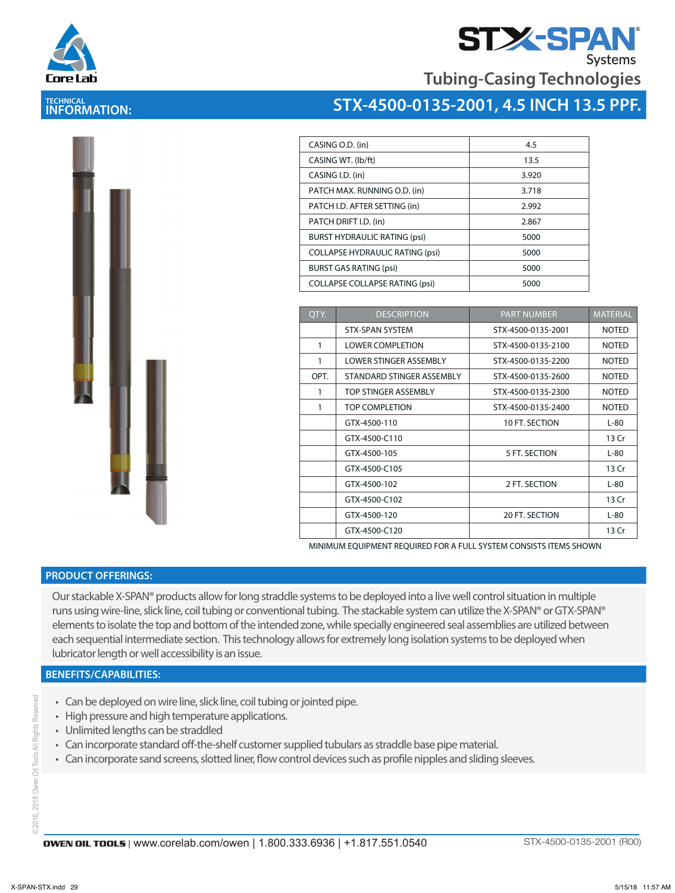# STX-SPAN® Systems

## Tubing-Casing Technologies

## TECHNICAL INFORMATION: STX-4500-0135-2001, 4.5 INCH 13.5 PPF.

| | |
|---|---|
| CASING O.D. (in) | 4.5 |
| CASING WT. (lb/ft) | 13.5 |
| CASING I.D. (in) | 3.920 |
| PATCH MAX. RUNNING O.D. (in) | 3.718 |
| PATCH I.D. AFTER SETTING (in) | 2.992 |
| PATCH DRIFT I.D. (in) | 2.867 |
| BURST HYDRAULIC RATING (psi) | 5000 |
| COLLAPSE HYDRAULIC RATING (psi) | 5000 |
| BURST GAS RATING (psi) | 5000 |
| COLLAPSE COLLAPSE RATING (psi) | 5000 |

| QTY. | DESCRIPTION | PART NUMBER | MATERIAL |
|---|---|---|---|
| | STX-SPAN SYSTEM | STX-4500-0135-2001 | NOTED |
| 1 | LOWER COMPLETION | STX-4500-0135-2100 | NOTED |
| 1 | LOWER STINGER ASSEMBLY | STX-4500-0135-2200 | NOTED |
| OPT. | STANDARD STINGER ASSEMBLY | STX-4500-0135-2600 | NOTED |
| 1 | TOP STINGER ASSEMBLY | STX-4500-0135-2300 | NOTED |
| 1 | TOP COMPLETION | STX-4500-0135-2400 | NOTED |
| | GTX-4500-110 | 10 FT. SECTION | L-80 |
| | GTX-4500-C110 | | 13 Cr |
| | GTX-4500-105 | 5 FT. SECTION | L-80 |
| | GTX-4500-C105 | | 13 Cr |
| | GTX-4500-102 | 2 FT. SECTION | L-80 |
| | GTX-4500-C102 | | 13 Cr |
| | GTX-4500-120 | 20 FT. SECTION | L-80 |
| | GTX-4500-C120 | | 13 Cr |

MINIMUM EQUIPMENT REQUIRED FOR A FULL SYSTEM CONSISTS ITEMS SHOWN

## PRODUCT OFFERINGS:

Our stackable X-SPAN® products allow for long straddle systems to be deployed into a live well control situation in multiple runs using wire-line, slick line, coil tubing or conventional tubing. The stackable system can utilize the X-SPAN® or GTX-SPAN® elements to isolate the top and bottom of the intended zone, while specially engineered seal assemblies are utilized between each sequential intermediate section. This technology allows for extremely long isolation systems to be deployed when lubricator length or well accessibility is an issue.

## BENEFITS/CAPABILITIES:

- Can be deployed on wire line, slick line, coil tubing or jointed pipe.
- High pressure and high temperature applications.
- Unlimited lengths can be straddled
- Can incorporate standard off-the-shelf customer supplied tubulars as straddle base pipe material.
- Can incorporate sand screens, slotted liner, flow control devices such as profile nipples and sliding sleeves.

©2016, 2018 Owen Oil Tools All Rights Reserved

**OWEN OIL TOOLS** | www.corelab.com/owen | 1.800.333.6936 | +1.817.551.0540

STX-4500-0135-2001 (R00)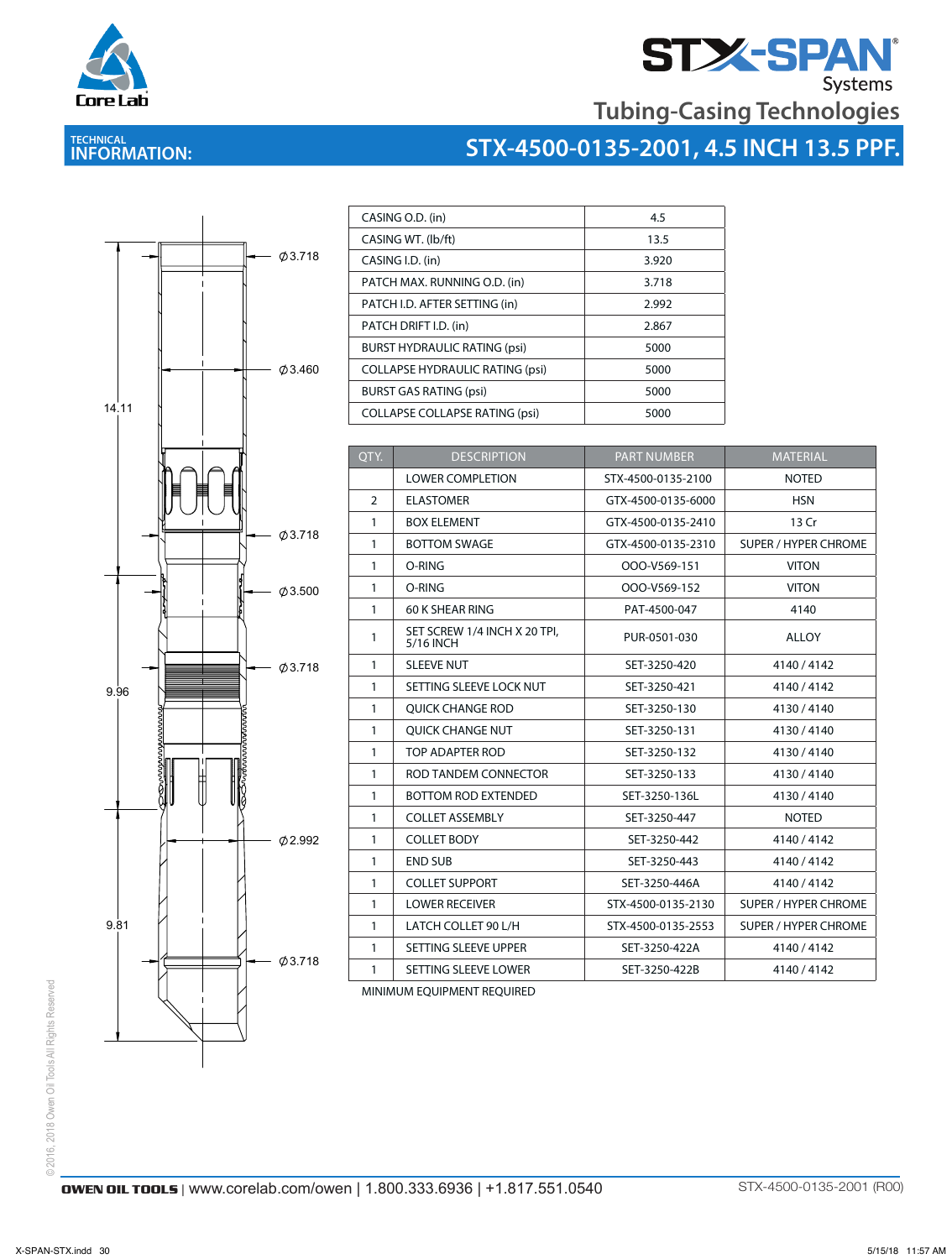# STX-SPAN Systems

## Tubing-Casing Technologies

**TECHNICAL INFORMATION:**

## STX-4500-0135-2001, 4.5 INCH 13.5 PPF.

Ø3.718

Ø3.460

14.11

Ø3.718

Ø3.500

Ø3.718

9.96

Ø2.992

9.81

Ø3.718

| | |
|---|---|
| CASING O.D. (in) | 4.5 |
| CASING WT. (lb/ft) | 13.5 |
| CASING I.D. (in) | 3.920 |
| PATCH MAX. RUNNING O.D. (in) | 3.718 |
| PATCH I.D. AFTER SETTING (in) | 2.992 |
| PATCH DRIFT I.D. (in) | 2.867 |
| BURST HYDRAULIC RATING (psi) | 5000 |
| COLLAPSE HYDRAULIC RATING (psi) | 5000 |
| BURST GAS RATING (psi) | 5000 |
| COLLAPSE COLLAPSE RATING (psi) | 5000 |

| QTY. | DESCRIPTION | PART NUMBER | MATERIAL |
|---|---|---|---|
| | LOWER COMPLETION | STX-4500-0135-2100 | NOTED |
| 2 | ELASTOMER | GTX-4500-0135-6000 | HSN |
| 1 | BOX ELEMENT | GTX-4500-0135-2410 | 13 Cr |
| 1 | BOTTOM SWAGE | GTX-4500-0135-2310 | SUPER / HYPER CHROME |
| 1 | O-RING | OOO-V569-151 | VITON |
| 1 | O-RING | OOO-V569-152 | VITON |
| 1 | 60 K SHEAR RING | PAT-4500-047 | 4140 |
| 1 | SET SCREW 1/4 INCH X 20 TPI, 5/16 INCH | PUR-0501-030 | ALLOY |
| 1 | SLEEVE NUT | SET-3250-420 | 4140 / 4142 |
| 1 | SETTING SLEEVE LOCK NUT | SET-3250-421 | 4140 / 4142 |
| 1 | QUICK CHANGE ROD | SET-3250-130 | 4130 / 4140 |
| 1 | QUICK CHANGE NUT | SET-3250-131 | 4130 / 4140 |
| 1 | TOP ADAPTER ROD | SET-3250-132 | 4130 / 4140 |
| 1 | ROD TANDEM CONNECTOR | SET-3250-133 | 4130 / 4140 |
| 1 | BOTTOM ROD EXTENDED | SET-3250-136L | 4130 / 4140 |
| 1 | COLLET ASSEMBLY | SET-3250-447 | NOTED |
| 1 | COLLET BODY | SET-3250-442 | 4140 / 4142 |
| 1 | END SUB | SET-3250-443 | 4140 / 4142 |
| 1 | COLLET SUPPORT | SET-3250-446A | 4140 / 4142 |
| 1 | LOWER RECEIVER | STX-4500-0135-2130 | SUPER / HYPER CHROME |
| 1 | LATCH COLLET 90 L/H | STX-4500-0135-2553 | SUPER / HYPER CHROME |
| 1 | SETTING SLEEVE UPPER | SET-3250-422A | 4140 / 4142 |
| 1 | SETTING SLEEVE LOWER | SET-3250-422B | 4140 / 4142 |

MINIMUM EQUIPMENT REQUIRED

© 2016, 2018 Owen Oil Tools All Rights Reserved

**OWEN OIL TOOLS** | www.corelab.com/owen | 1.800.333.6936 | +1.817.551.0540

STX-4500-0135-2001 (R00)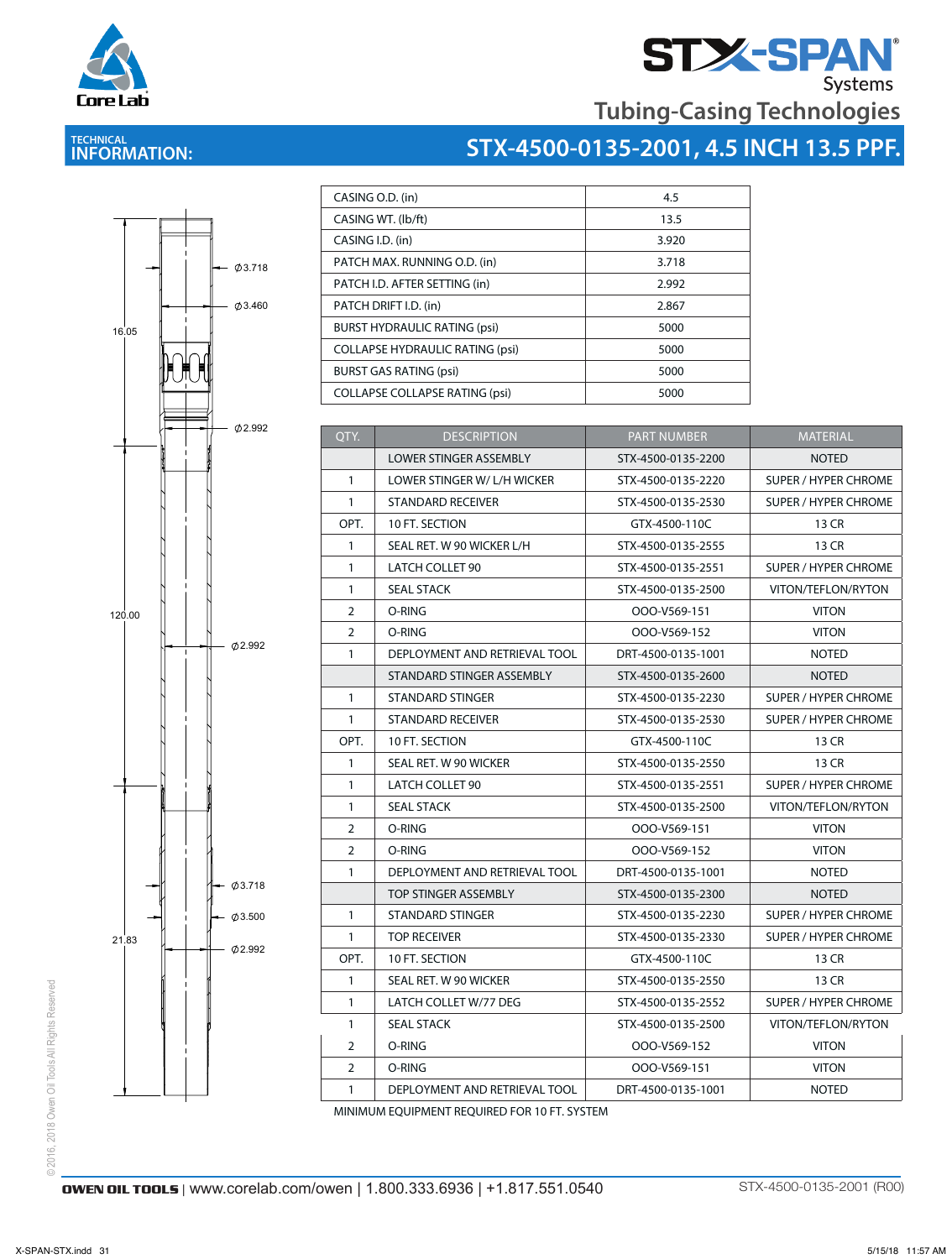STX-SPAN® Systems

Tubing-Casing Technologies

# TECHNICAL INFORMATION: STX-4500-0135-2001, 4.5 INCH 13.5 PPF.

Ø3.718

Ø3.460

16.05

Ø2.992

120.00

Ø2.992

Ø3.718

Ø3.500

21.83

Ø2.992

| | |
|---|---|
| CASING O.D. (in) | 4.5 |
| CASING WT. (lb/ft) | 13.5 |
| CASING I.D. (in) | 3.920 |
| PATCH MAX. RUNNING O.D. (in) | 3.718 |
| PATCH I.D. AFTER SETTING (in) | 2.992 |
| PATCH DRIFT I.D. (in) | 2.867 |
| BURST HYDRAULIC RATING (psi) | 5000 |
| COLLAPSE HYDRAULIC RATING (psi) | 5000 |
| BURST GAS RATING (psi) | 5000 |
| COLLAPSE COLLAPSE RATING (psi) | 5000 |

| QTY. | DESCRIPTION | PART NUMBER | MATERIAL |
|---|---|---|---|
| | LOWER STINGER ASSEMBLY | STX-4500-0135-2200 | NOTED |
| 1 | LOWER STINGER W/ L/H WICKER | STX-4500-0135-2220 | SUPER / HYPER CHROME |
| 1 | STANDARD RECEIVER | STX-4500-0135-2530 | SUPER / HYPER CHROME |
| OPT. | 10 FT. SECTION | GTX-4500-110C | 13 CR |
| 1 | SEAL RET. W 90 WICKER L/H | STX-4500-0135-2555 | 13 CR |
| 1 | LATCH COLLET 90 | STX-4500-0135-2551 | SUPER / HYPER CHROME |
| 1 | SEAL STACK | STX-4500-0135-2500 | VITON/TEFLON/RYTON |
| 2 | O-RING | OOO-V569-151 | VITON |
| 2 | O-RING | OOO-V569-152 | VITON |
| 1 | DEPLOYMENT AND RETRIEVAL TOOL | DRT-4500-0135-1001 | NOTED |
| | STANDARD STINGER ASSEMBLY | STX-4500-0135-2600 | NOTED |
| 1 | STANDARD STINGER | STX-4500-0135-2230 | SUPER / HYPER CHROME |
| 1 | STANDARD RECEIVER | STX-4500-0135-2530 | SUPER / HYPER CHROME |
| OPT. | 10 FT. SECTION | GTX-4500-110C | 13 CR |
| 1 | SEAL RET. W 90 WICKER | STX-4500-0135-2550 | 13 CR |
| 1 | LATCH COLLET 90 | STX-4500-0135-2551 | SUPER / HYPER CHROME |
| 1 | SEAL STACK | STX-4500-0135-2500 | VITON/TEFLON/RYTON |
| 2 | O-RING | OOO-V569-151 | VITON |
| 2 | O-RING | OOO-V569-152 | VITON |
| 1 | DEPLOYMENT AND RETRIEVAL TOOL | DRT-4500-0135-1001 | NOTED |
| | TOP STINGER ASSEMBLY | STX-4500-0135-2300 | NOTED |
| 1 | STANDARD STINGER | STX-4500-0135-2230 | SUPER / HYPER CHROME |
| 1 | TOP RECEIVER | STX-4500-0135-2330 | SUPER / HYPER CHROME |
| OPT. | 10 FT. SECTION | GTX-4500-110C | 13 CR |
| 1 | SEAL RET. W 90 WICKER | STX-4500-0135-2550 | 13 CR |
| 1 | LATCH COLLET W/77 DEG | STX-4500-0135-2552 | SUPER / HYPER CHROME |
| 1 | SEAL STACK | STX-4500-0135-2500 | VITON/TEFLON/RYTON |
| 2 | O-RING | OOO-V569-152 | VITON |
| 2 | O-RING | OOO-V569-151 | VITON |
| 1 | DEPLOYMENT AND RETRIEVAL TOOL | DRT-4500-0135-1001 | NOTED |

MINIMUM EQUIPMENT REQUIRED FOR 10 FT. SYSTEM

©2016, 2018 Owen Oil Tools All Rights Reserved

OWEN OIL TOOLS | www.corelab.com/owen | 1.800.333.6936 | +1.817.551.0540

STX-4500-0135-2001 (R00)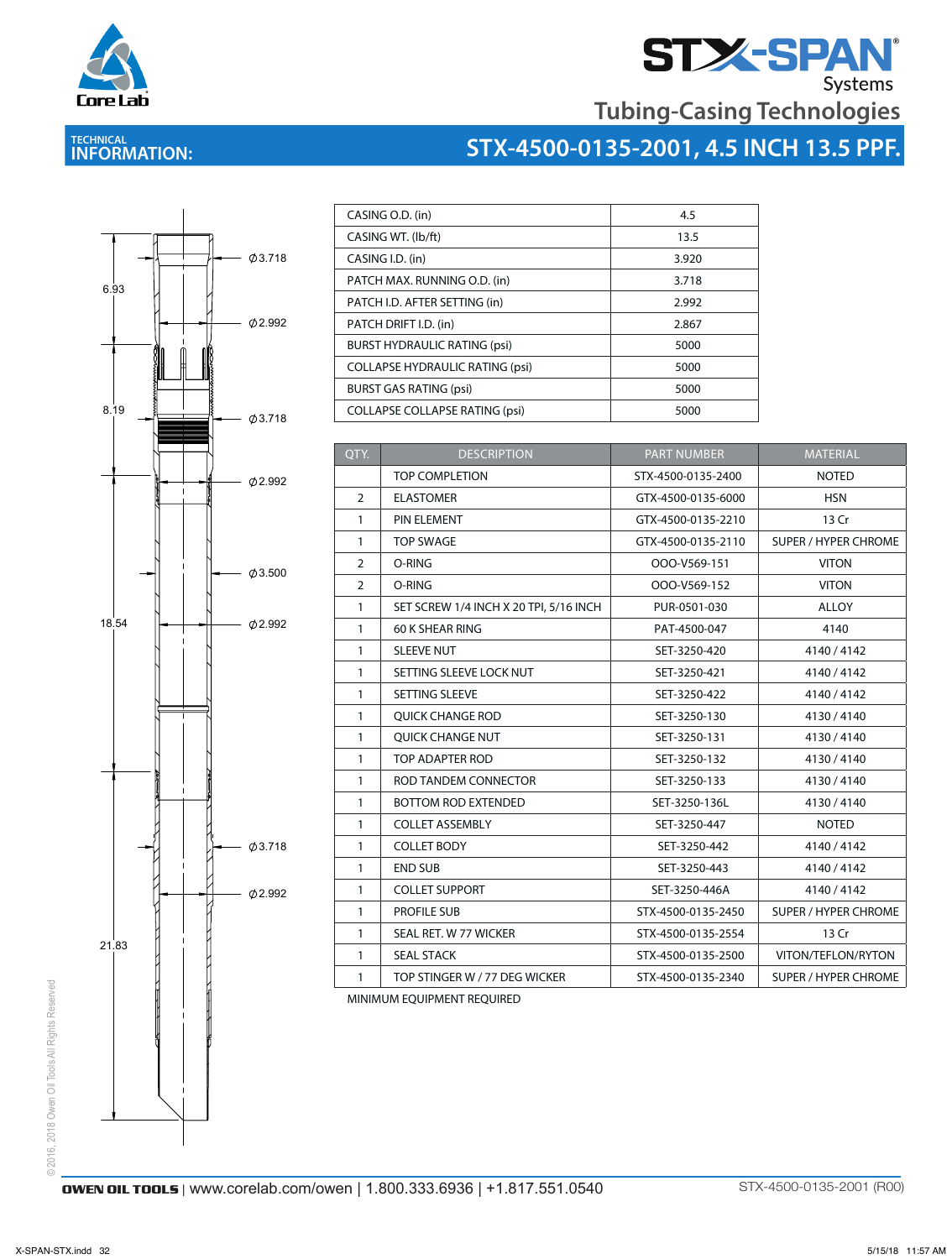Core Lab

# STX-SPAN® Systems

## Tubing-Casing Technologies

TECHNICAL
**INFORMATION:**

## STX-4500-0135-2001, 4.5 INCH 13.5 PPF.

6.93
8.19
18.54
21.83

Ø3.718
Ø2.992
Ø3.718
Ø2.992
Ø3.500
Ø2.992
Ø3.718
Ø2.992

| | |
|---|---|
| CASING O.D. (in) | 4.5 |
| CASING WT. (lb/ft) | 13.5 |
| CASING I.D. (in) | 3.920 |
| PATCH MAX. RUNNING O.D. (in) | 3.718 |
| PATCH I.D. AFTER SETTING (in) | 2.992 |
| PATCH DRIFT I.D. (in) | 2.867 |
| BURST HYDRAULIC RATING (psi) | 5000 |
| COLLAPSE HYDRAULIC RATING (psi) | 5000 |
| BURST GAS RATING (psi) | 5000 |
| COLLAPSE COLLAPSE RATING (psi) | 5000 |

| QTY. | DESCRIPTION | PART NUMBER | MATERIAL |
|---|---|---|---|
| | TOP COMPLETION | STX-4500-0135-2400 | NOTED |
| 2 | ELASTOMER | GTX-4500-0135-6000 | HSN |
| 1 | PIN ELEMENT | GTX-4500-0135-2210 | 13 Cr |
| 1 | TOP SWAGE | GTX-4500-0135-2110 | SUPER / HYPER CHROME |
| 2 | O-RING | OOO-V569-151 | VITON |
| 2 | O-RING | OOO-V569-152 | VITON |
| 1 | SET SCREW 1/4 INCH X 20 TPI, 5/16 INCH | PUR-0501-030 | ALLOY |
| 1 | 60 K SHEAR RING | PAT-4500-047 | 4140 |
| 1 | SLEEVE NUT | SET-3250-420 | 4140 / 4142 |
| 1 | SETTING SLEEVE LOCK NUT | SET-3250-421 | 4140 / 4142 |
| 1 | SETTING SLEEVE | SET-3250-422 | 4140 / 4142 |
| 1 | QUICK CHANGE ROD | SET-3250-130 | 4130 / 4140 |
| 1 | QUICK CHANGE NUT | SET-3250-131 | 4130 / 4140 |
| 1 | TOP ADAPTER ROD | SET-3250-132 | 4130 / 4140 |
| 1 | ROD TANDEM CONNECTOR | SET-3250-133 | 4130 / 4140 |
| 1 | BOTTOM ROD EXTENDED | SET-3250-136L | 4130 / 4140 |
| 1 | COLLET ASSEMBLY | SET-3250-447 | NOTED |
| 1 | COLLET BODY | SET-3250-442 | 4140 / 4142 |
| 1 | END SUB | SET-3250-443 | 4140 / 4142 |
| 1 | COLLET SUPPORT | SET-3250-446A | 4140 / 4142 |
| 1 | PROFILE SUB | STX-4500-0135-2450 | SUPER / HYPER CHROME |
| 1 | SEAL RET. W 77 WICKER | STX-4500-0135-2554 | 13 Cr |
| 1 | SEAL STACK | STX-4500-0135-2500 | VITON/TEFLON/RYTON |
| 1 | TOP STINGER W / 77 DEG WICKER | STX-4500-0135-2340 | SUPER / HYPER CHROME |

MINIMUM EQUIPMENT REQUIRED

©2016, 2018 Owen Oil Tools All Rights Reserved

**OWEN OIL TOOLS** | www.corelab.com/owen | 1.800.333.6936 | +1.817.551.0540

STX-4500-0135-2001 (R00)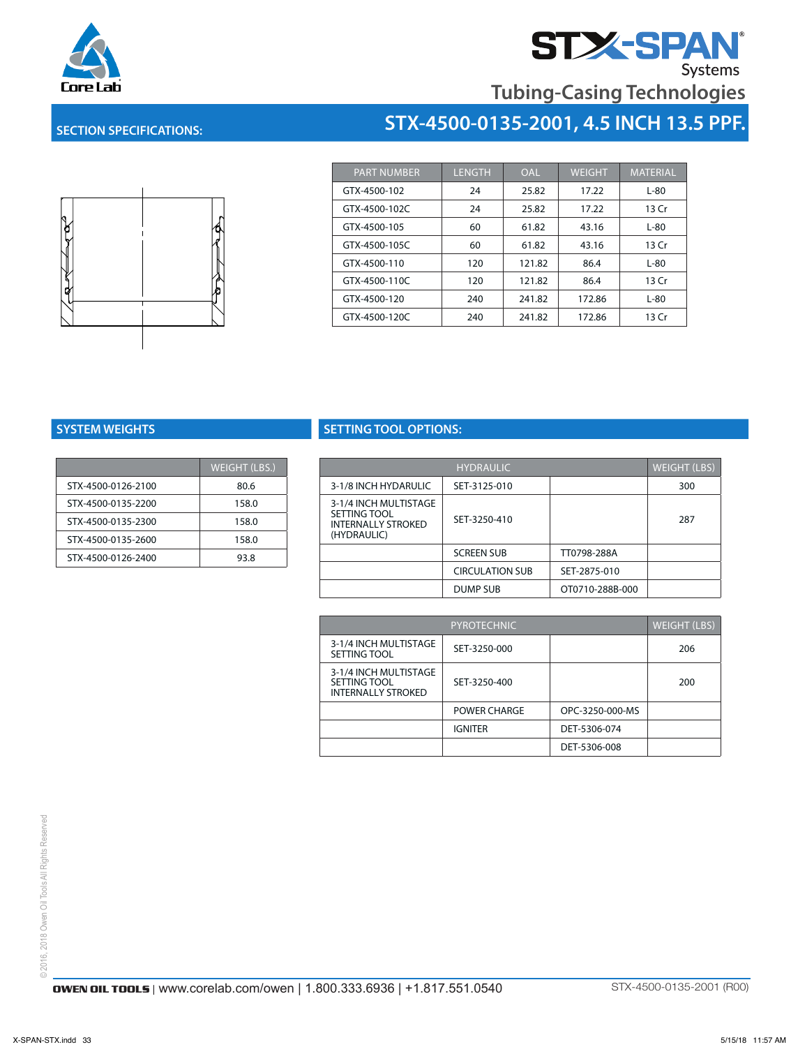# STX-SPAN Systems

## Tubing-Casing Technologies

## SECTION SPECIFICATIONS:

## STX-4500-0135-2001, 4.5 INCH 13.5 PPF.

| PART NUMBER | LENGTH | OAL | WEIGHT | MATERIAL |
|---|---|---|---|---|
| GTX-4500-102 | 24 | 25.82 | 17.22 | L-80 |
| GTX-4500-102C | 24 | 25.82 | 17.22 | 13 Cr |
| GTX-4500-105 | 60 | 61.82 | 43.16 | L-80 |
| GTX-4500-105C | 60 | 61.82 | 43.16 | 13 Cr |
| GTX-4500-110 | 120 | 121.82 | 86.4 | L-80 |
| GTX-4500-110C | 120 | 121.82 | 86.4 | 13 Cr |
| GTX-4500-120 | 240 | 241.82 | 172.86 | L-80 |
| GTX-4500-120C | 240 | 241.82 | 172.86 | 13 Cr |

## SYSTEM WEIGHTS

| | WEIGHT (LBS.) |
|---|---|
| STX-4500-0126-2100 | 80.6 |
| STX-4500-0135-2200 | 158.0 |
| STX-4500-0135-2300 | 158.0 |
| STX-4500-0135-2600 | 158.0 |
| STX-4500-0126-2400 | 93.8 |

## SETTING TOOL OPTIONS:

| HYDRAULIC | | | WEIGHT (LBS) |
|---|---|---|---|
| 3-1/8 INCH HYDARULIC | SET-3125-010 | | 300 |
| 3-1/4 INCH MULTISTAGE SETTING TOOL INTERNALLY STROKED (HYDRAULIC) | SET-3250-410 | | 287 |
| | SCREEN SUB | TT0798-288A | |
| | CIRCULATION SUB | SET-2875-010 | |
| | DUMP SUB | OT0710-288B-000 | |

| PYROTECHNIC | | | WEIGHT (LBS) |
|---|---|---|---|
| 3-1/4 INCH MULTISTAGE SETTING TOOL | SET-3250-000 | | 206 |
| 3-1/4 INCH MULTISTAGE SETTING TOOL INTERNALLY STROKED | SET-3250-400 | | 200 |
| | POWER CHARGE | OPC-3250-000-MS | |
| | IGNITER | DET-5306-074 | |
| | | DET-5306-008 | |

©2016, 2018 Owen Oil Tools All Rights Reserved

OWEN OIL TOOLS | www.corelab.com/owen | 1.800.333.6936 | +1.817.551.0540 STX-4500-0135-2001 (R00)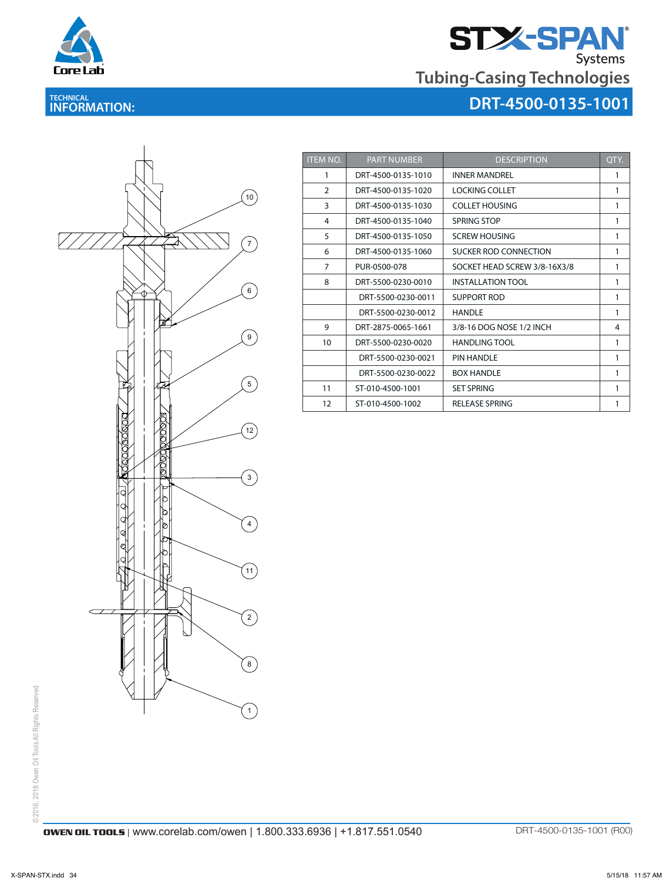STX-SPAN® Systems

Tubing-Casing Technologies

TECHNICAL
# INFORMATION: DRT-4500-0135-1001

10
7
6
9
5
12
3
4
11
2
8
1

| ITEM NO. | PART NUMBER | DESCRIPTION | QTY. |
|---|---|---|---|
| 1 | DRT-4500-0135-1010 | INNER MANDREL | 1 |
| 2 | DRT-4500-0135-1020 | LOCKING COLLET | 1 |
| 3 | DRT-4500-0135-1030 | COLLET HOUSING | 1 |
| 4 | DRT-4500-0135-1040 | SPRING STOP | 1 |
| 5 | DRT-4500-0135-1050 | SCREW HOUSING | 1 |
| 6 | DRT-4500-0135-1060 | SUCKER ROD CONNECTION | 1 |
| 7 | PUR-0500-078 | SOCKET HEAD SCREW 3/8-16X3/8 | 1 |
| 8 | DRT-5500-0230-0010 | INSTALLATION TOOL | 1 |
| | DRT-5500-0230-0011 | SUPPORT ROD | 1 |
| | DRT-5500-0230-0012 | HANDLE | 1 |
| 9 | DRT-2875-0065-1661 | 3/8-16 DOG NOSE 1/2 INCH | 4 |
| 10 | DRT-5500-0230-0020 | HANDLING TOOL | 1 |
| | DRT-5500-0230-0021 | PIN HANDLE | 1 |
| | DRT-5500-0230-0022 | BOX HANDLE | 1 |
| 11 | ST-010-4500-1001 | SET SPRING | 1 |
| 12 | ST-010-4500-1002 | RELEASE SPRING | 1 |

©2016, 2018 Owen Oil Tools All Rights Reserved

OWEN OIL TOOLS | www.corelab.com/owen | 1.800.333.6936 | +1.817.551.0540

DRT-4500-0135-1001 (R00)